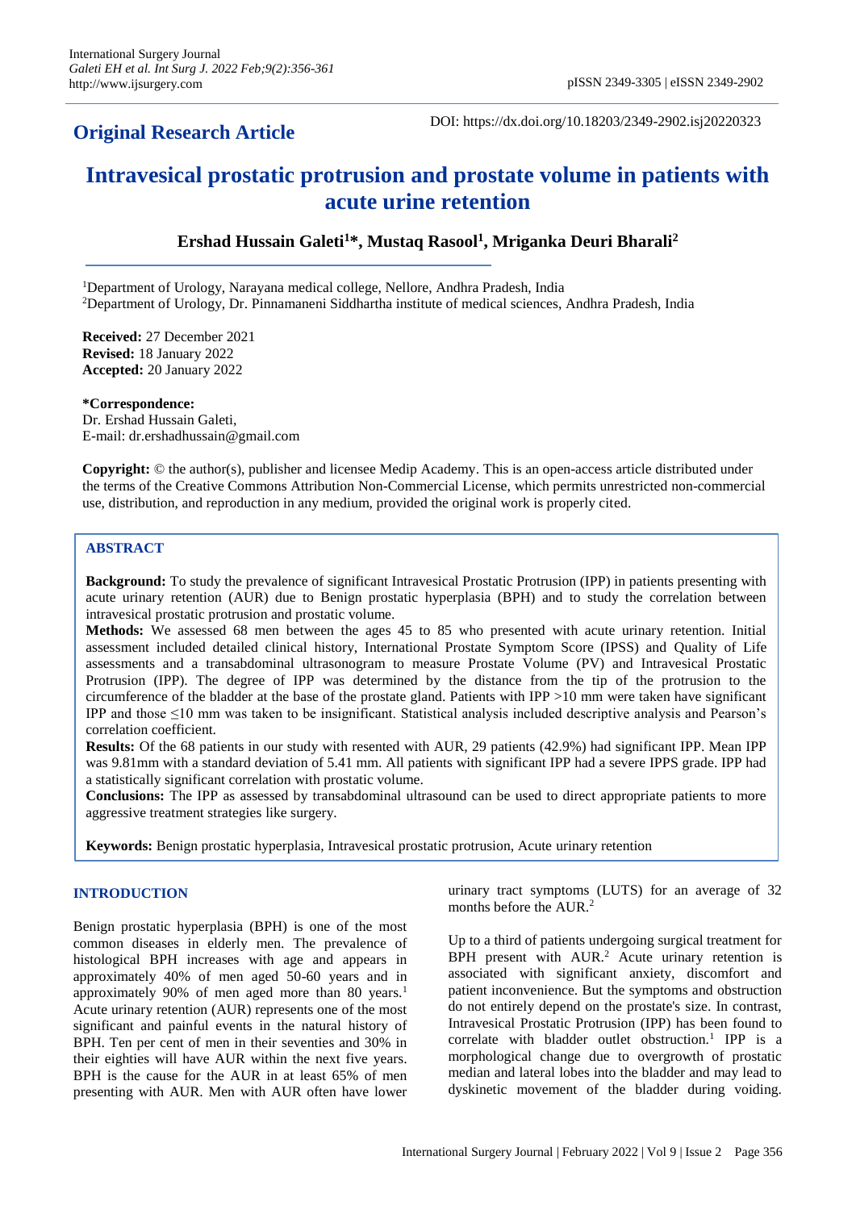**Original Research Article**

DOI: https://dx.doi.org/10.18203/2349-2902.isj20220323

# Intravesical prostatic protrusion and prostate volume in patients with acute urine retention

**Ershad Hussain Galeti[1]*, Mustaq Rasool[1], Mriganka Deuri Bharali[2]**

[1]Department of Urology, Narayana medical college, Nellore, Andhra Pradesh, India
[2]Department of Urology, Dr. Pinnamaneni Siddhartha institute of medical sciences, Andhra Pradesh, India

**Received:** 27 December 2021
**Revised:** 18 January 2022
**Accepted:** 20 January 2022

***Correspondence:**
Dr. Ershad Hussain Galeti,
E-mail: dr.ershadhussain@gmail.com

**Copyright:** © the author(s), publisher and licensee Medip Academy. This is an open-access article distributed under the terms of the Creative Commons Attribution Non-Commercial License, which permits unrestricted non-commercial use, distribution, and reproduction in any medium, provided the original work is properly cited.

## ABSTRACT

**Background:** To study the prevalence of significant Intravesical Prostatic Protrusion (IPP) in patients presenting with acute urinary retention (AUR) due to Benign prostatic hyperplasia (BPH) and to study the correlation between intravesical prostatic protrusion and prostatic volume.

**Methods:** We assessed 68 men between the ages 45 to 85 who presented with acute urinary retention. Initial assessment included detailed clinical history, International Prostate Symptom Score (IPSS) and Quality of Life assessments and a transabdominal ultrasonogram to measure Prostate Volume (PV) and Intravesical Prostatic Protrusion (IPP). The degree of IPP was determined by the distance from the tip of the protrusion to the circumference of the bladder at the base of the prostate gland. Patients with IPP >10 mm were taken have significant IPP and those ≤10 mm was taken to be insignificant. Statistical analysis included descriptive analysis and Pearson's correlation coefficient.

**Results:** Of the 68 patients in our study with resented with AUR, 29 patients (42.9%) had significant IPP. Mean IPP was 9.81mm with a standard deviation of 5.41 mm. All patients with significant IPP had a severe IPPS grade. IPP had a statistically significant correlation with prostatic volume.

**Conclusions:** The IPP as assessed by transabdominal ultrasound can be used to direct appropriate patients to more aggressive treatment strategies like surgery.

**Keywords:** Benign prostatic hyperplasia, Intravesical prostatic protrusion, Acute urinary retention

## INTRODUCTION

Benign prostatic hyperplasia (BPH) is one of the most common diseases in elderly men. The prevalence of histological BPH increases with age and appears in approximately 40% of men aged 50-60 years and in approximately 90% of men aged more than 80 years.[1] Acute urinary retention (AUR) represents one of the most significant and painful events in the natural history of BPH. Ten per cent of men in their seventies and 30% in their eighties will have AUR within the next five years. BPH is the cause for the AUR in at least 65% of men presenting with AUR. Men with AUR often have lower urinary tract symptoms (LUTS) for an average of 32 months before the AUR.[2]

Up to a third of patients undergoing surgical treatment for BPH present with AUR.[2] Acute urinary retention is associated with significant anxiety, discomfort and patient inconvenience. But the symptoms and obstruction do not entirely depend on the prostate's size. In contrast, Intravesical Prostatic Protrusion (IPP) has been found to correlate with bladder outlet obstruction.[1] IPP is a morphological change due to overgrowth of prostatic median and lateral lobes into the bladder and may lead to dyskinetic movement of the bladder during voiding.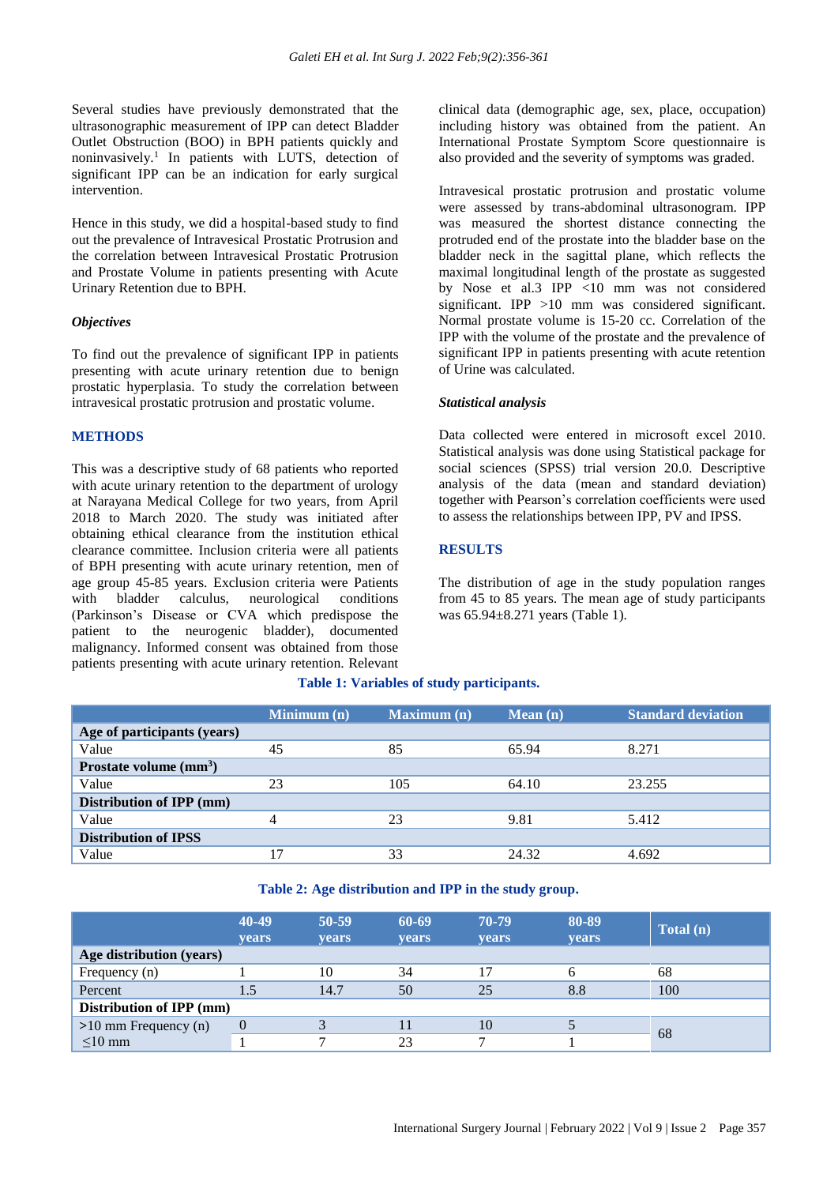Several studies have previously demonstrated that the ultrasonographic measurement of IPP can detect Bladder Outlet Obstruction (BOO) in BPH patients quickly and noninvasively.[1] In patients with LUTS, detection of significant IPP can be an indication for early surgical intervention.

Hence in this study, we did a hospital-based study to find out the prevalence of Intravesical Prostatic Protrusion and the correlation between Intravesical Prostatic Protrusion and Prostate Volume in patients presenting with Acute Urinary Retention due to BPH.

### *Objectives*

To find out the prevalence of significant IPP in patients presenting with acute urinary retention due to benign prostatic hyperplasia. To study the correlation between intravesical prostatic protrusion and prostatic volume.

## METHODS

This was a descriptive study of 68 patients who reported with acute urinary retention to the department of urology at Narayana Medical College for two years, from April 2018 to March 2020. The study was initiated after obtaining ethical clearance from the institution ethical clearance committee. Inclusion criteria were all patients of BPH presenting with acute urinary retention, men of age group 45-85 years. Exclusion criteria were Patients with bladder calculus, neurological conditions (Parkinson's Disease or CVA which predispose the patient to the neurogenic bladder), documented malignancy. Informed consent was obtained from those patients presenting with acute urinary retention. Relevant clinical data (demographic age, sex, place, occupation) including history was obtained from the patient. An International Prostate Symptom Score questionnaire is also provided and the severity of symptoms was graded.

Intravesical prostatic protrusion and prostatic volume were assessed by trans-abdominal ultrasonogram. IPP was measured the shortest distance connecting the protruded end of the prostate into the bladder base on the bladder neck in the sagittal plane, which reflects the maximal longitudinal length of the prostate as suggested by Nose et al.3 IPP <10 mm was not considered significant. IPP >10 mm was considered significant. Normal prostate volume is 15-20 cc. Correlation of the IPP with the volume of the prostate and the prevalence of significant IPP in patients presenting with acute retention of Urine was calculated.

### *Statistical analysis*

Data collected were entered in microsoft excel 2010. Statistical analysis was done using Statistical package for social sciences (SPSS) trial version 20.0. Descriptive analysis of the data (mean and standard deviation) together with Pearson's correlation coefficients were used to assess the relationships between IPP, PV and IPSS.

## RESULTS

The distribution of age in the study population ranges from 45 to 85 years. The mean age of study participants was 65.94±8.271 years (Table 1).

**Table 1: Variables of study participants.**

| | Minimum (n) | Maximum (n) | Mean (n) | Standard deviation |
|---|---|---|---|---|
| **Age of participants (years)** | | | | |
| Value | 45 | 85 | 65.94 | 8.271 |
| **Prostate volume (mm$^3$)** | | | | |
| Value | 23 | 105 | 64.10 | 23.255 |
| **Distribution of IPP (mm)** | | | | |
| Value | 4 | 23 | 9.81 | 5.412 |
| **Distribution of IPSS** | | | | |
| Value | 17 | 33 | 24.32 | 4.692 |

**Table 2: Age distribution and IPP in the study group.**

| | 40-49 years | 50-59 years | 60-69 years | 70-79 years | 80-89 years | Total (n) |
|---|---|---|---|---|---|---|
| **Age distribution (years)** | | | | | | |
| Frequency (n) | 1 | 10 | 34 | 17 | 6 | 68 |
| Percent | 1.5 | 14.7 | 50 | 25 | 8.8 | 100 |
| **Distribution of IPP (mm)** | | | | | | |
| >10 mm Frequency (n) | 0 | 3 | 11 | 10 | 5 | 68 |
| ≤10 mm | 1 | 7 | 23 | 7 | 1 | |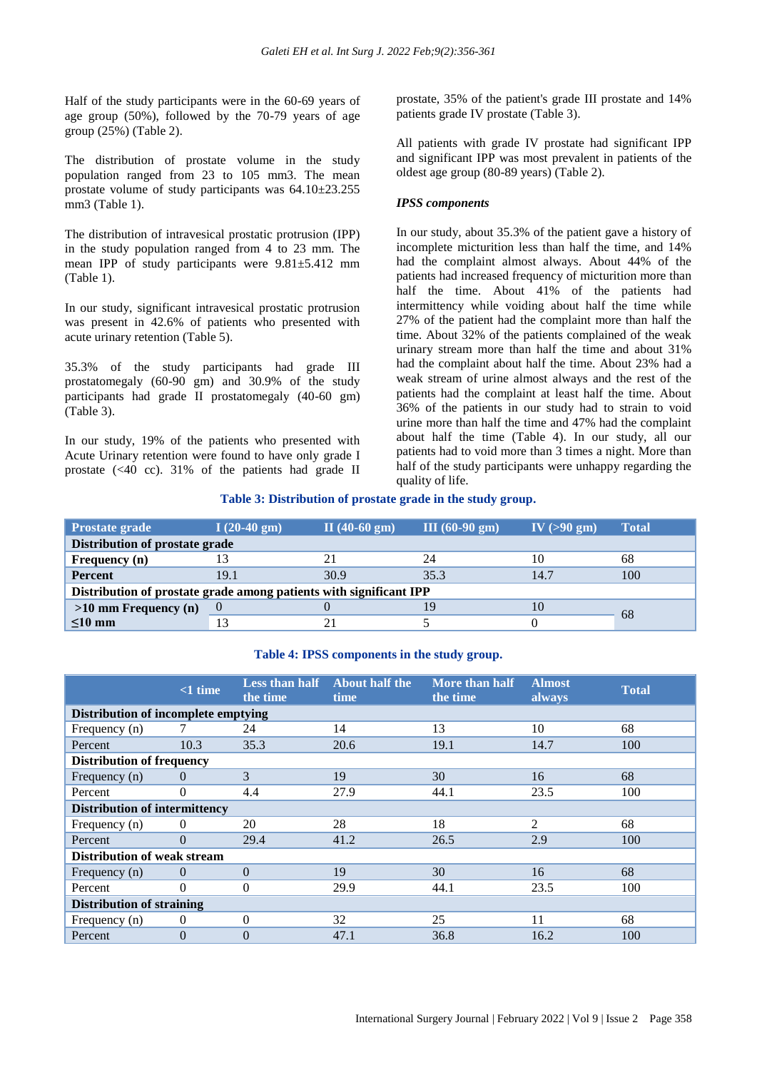Half of the study participants were in the 60-69 years of age group (50%), followed by the 70-79 years of age group (25%) (Table 2).

The distribution of prostate volume in the study population ranged from 23 to 105 mm3. The mean prostate volume of study participants was 64.10±23.255 mm3 (Table 1).

The distribution of intravesical prostatic protrusion (IPP) in the study population ranged from 4 to 23 mm. The mean IPP of study participants were 9.81±5.412 mm (Table 1).

In our study, significant intravesical prostatic protrusion was present in 42.6% of patients who presented with acute urinary retention (Table 5).

35.3% of the study participants had grade III prostatomegaly (60-90 gm) and 30.9% of the study participants had grade II prostatomegaly (40-60 gm) (Table 3).

In our study, 19% of the patients who presented with Acute Urinary retention were found to have only grade I prostate (<40 cc). 31% of the patients had grade II prostate, 35% of the patient's grade III prostate and 14% patients grade IV prostate (Table 3).

All patients with grade IV prostate had significant IPP and significant IPP was most prevalent in patients of the oldest age group (80-89 years) (Table 2).

### *IPSS components*

In our study, about 35.3% of the patient gave a history of incomplete micturition less than half the time, and 14% had the complaint almost always. About 44% of the patients had increased frequency of micturition more than half the time. About 41% of the patients had intermittency while voiding about half the time while 27% of the patient had the complaint more than half the time. About 32% of the patients complained of the weak urinary stream more than half the time and about 31% had the complaint about half the time. About 23% had a weak stream of urine almost always and the rest of the patients had the complaint at least half the time. About 36% of the patients in our study had to strain to void urine more than half the time and 47% had the complaint about half the time (Table 4). In our study, all our patients had to void more than 3 times a night. More than half of the study participants were unhappy regarding the quality of life.

**Table 3: Distribution of prostate grade in the study group.**

| Prostate grade | I (20-40 gm) | II (40-60 gm) | III (60-90 gm) | IV (>90 gm) | Total |
|---|---|---|---|---|---|
| **Distribution of prostate grade** | | | | | |
| **Frequency (n)** | 13 | 21 | 24 | 10 | 68 |
| **Percent** | 19.1 | 30.9 | 35.3 | 14.7 | 100 |
| **Distribution of prostate grade among patients with significant IPP** | | | | | |
| **>10 mm Frequency (n)** | 0 | 0 | 19 | 10 | 68 |
| **≤10 mm** | 13 | 21 | 5 | 0 | |

**Table 4: IPSS components in the study group.**

| | <1 time | Less than half the time | About half the time | More than half the time | Almost always | Total |
|---|---|---|---|---|---|---|
| **Distribution of incomplete emptying** | | | | | | |
| Frequency (n) | 7 | 24 | 14 | 13 | 10 | 68 |
| Percent | 10.3 | 35.3 | 20.6 | 19.1 | 14.7 | 100 |
| **Distribution of frequency** | | | | | | |
| Frequency (n) | 0 | 3 | 19 | 30 | 16 | 68 |
| Percent | 0 | 4.4 | 27.9 | 44.1 | 23.5 | 100 |
| **Distribution of intermittency** | | | | | | |
| Frequency (n) | 0 | 20 | 28 | 18 | 2 | 68 |
| Percent | 0 | 29.4 | 41.2 | 26.5 | 2.9 | 100 |
| **Distribution of weak stream** | | | | | | |
| Frequency (n) | 0 | 0 | 19 | 30 | 16 | 68 |
| Percent | 0 | 0 | 29.9 | 44.1 | 23.5 | 100 |
| **Distribution of straining** | | | | | | |
| Frequency (n) | 0 | 0 | 32 | 25 | 11 | 68 |
| Percent | 0 | 0 | 47.1 | 36.8 | 16.2 | 100 |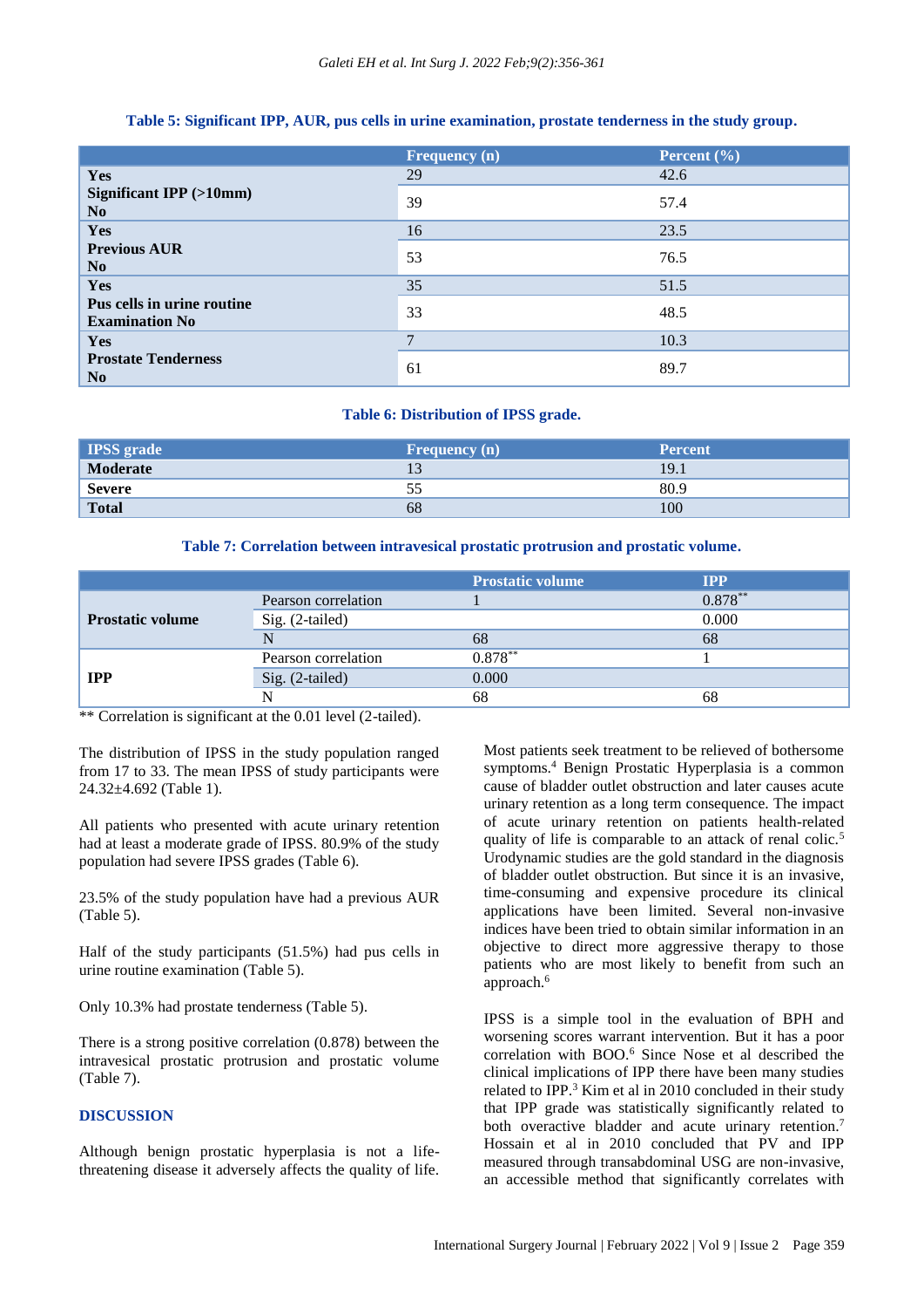**Table 5: Significant IPP, AUR, pus cells in urine examination, prostate tenderness in the study group.**

| | | Frequency (n) | Percent (%) |
|---|---|---|---|
| Significant IPP (>10mm) | Yes | 29 | 42.6 |
| | No | 39 | 57.4 |
| Previous AUR | Yes | 16 | 23.5 |
| | No | 53 | 76.5 |
| Pus cells in urine routine Examination | Yes | 35 | 51.5 |
| | No | 33 | 48.5 |
| Prostate Tenderness | Yes | 7 | 10.3 |
| | No | 61 | 89.7 |

**Table 6: Distribution of IPSS grade.**

| IPSS grade | Frequency (n) | Percent |
|---|---|---|
| **Moderate** | 13 | 19.1 |
| **Severe** | 55 | 80.9 |
| **Total** | 68 | 100 |

**Table 7: Correlation between intravesical prostatic protrusion and prostatic volume.**

| | | Prostatic volume | IPP |
|---|---|---|---|
| **Prostatic volume** | Pearson correlation | 1 | 0.878** |
| | Sig. (2-tailed) | | 0.000 |
| | N | 68 | 68 |
| **IPP** | Pearson correlation | 0.878** | 1 |
| | Sig. (2-tailed) | 0.000 | |
| | N | 68 | 68 |

** Correlation is significant at the 0.01 level (2-tailed).

The distribution of IPSS in the study population ranged from 17 to 33. The mean IPSS of study participants were 24.32±4.692 (Table 1).

All patients who presented with acute urinary retention had at least a moderate grade of IPSS. 80.9% of the study population had severe IPSS grades (Table 6).

23.5% of the study population have had a previous AUR (Table 5).

Half of the study participants (51.5%) had pus cells in urine routine examination (Table 5).

Only 10.3% had prostate tenderness (Table 5).

There is a strong positive correlation (0.878) between the intravesical prostatic protrusion and prostatic volume (Table 7).

## DISCUSSION

Although benign prostatic hyperplasia is not a life-threatening disease it adversely affects the quality of life. Most patients seek treatment to be relieved of bothersome symptoms.[4] Benign Prostatic Hyperplasia is a common cause of bladder outlet obstruction and later causes acute urinary retention as a long term consequence. The impact of acute urinary retention on patients health-related quality of life is comparable to an attack of renal colic.[5] Urodynamic studies are the gold standard in the diagnosis of bladder outlet obstruction. But since it is an invasive, time-consuming and expensive procedure its clinical applications have been limited. Several non-invasive indices have been tried to obtain similar information in an objective to direct more aggressive therapy to those patients who are most likely to benefit from such an approach.[6]

IPSS is a simple tool in the evaluation of BPH and worsening scores warrant intervention. But it has a poor correlation with BOO.[6] Since Nose et al described the clinical implications of IPP there have been many studies related to IPP.[3] Kim et al in 2010 concluded in their study that IPP grade was statistically significantly related to both overactive bladder and acute urinary retention.[7] Hossain et al in 2010 concluded that PV and IPP measured through transabdominal USG are non-invasive, an accessible method that significantly correlates with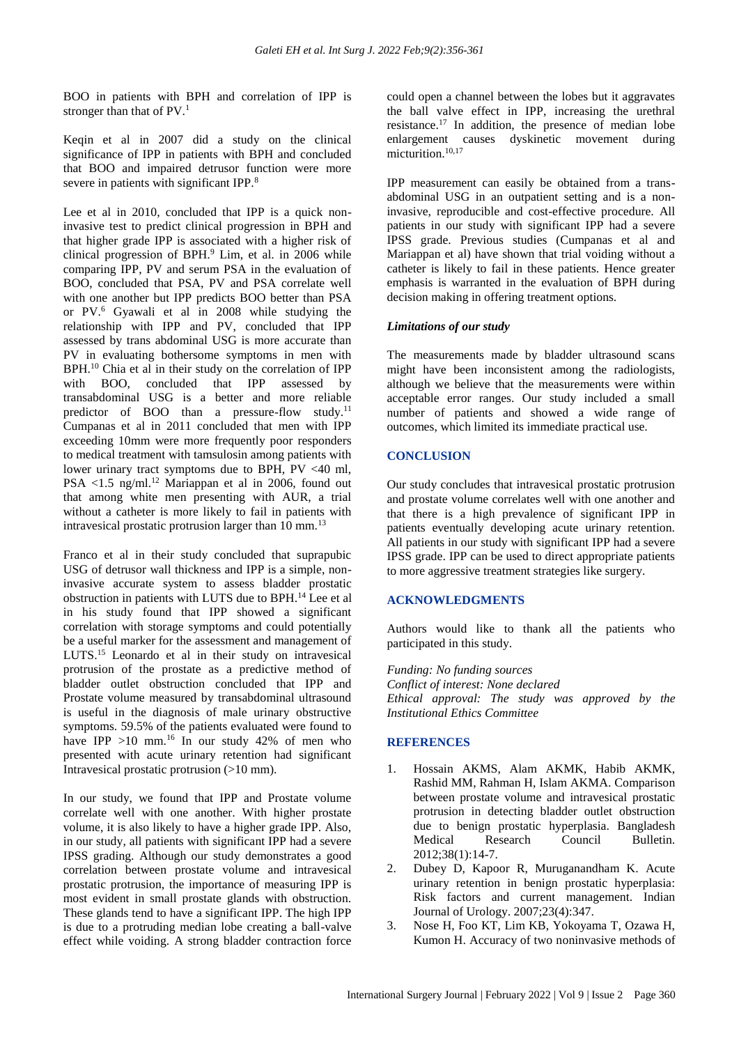BOO in patients with BPH and correlation of IPP is stronger than that of PV.[1]

Keqin et al in 2007 did a study on the clinical significance of IPP in patients with BPH and concluded that BOO and impaired detrusor function were more severe in patients with significant IPP.[8]

Lee et al in 2010, concluded that IPP is a quick non-invasive test to predict clinical progression in BPH and that higher grade IPP is associated with a higher risk of clinical progression of BPH.[9] Lim, et al. in 2006 while comparing IPP, PV and serum PSA in the evaluation of BOO, concluded that PSA, PV and PSA correlate well with one another but IPP predicts BOO better than PSA or PV.[6] Gyawali et al in 2008 while studying the relationship with IPP and PV, concluded that IPP assessed by trans abdominal USG is more accurate than PV in evaluating bothersome symptoms in men with BPH.[10] Chia et al in their study on the correlation of IPP with BOO, concluded that IPP assessed by transabdominal USG is a better and more reliable predictor of BOO than a pressure-flow study.[11] Cumpanas et al in 2011 concluded that men with IPP exceeding 10mm were more frequently poor responders to medical treatment with tamsulosin among patients with lower urinary tract symptoms due to BPH, PV <40 ml, PSA <1.5 ng/ml.[12] Mariappan et al in 2006, found out that among white men presenting with AUR, a trial without a catheter is more likely to fail in patients with intravesical prostatic protrusion larger than 10 mm.[13]

Franco et al in their study concluded that suprapubic USG of detrusor wall thickness and IPP is a simple, non-invasive accurate system to assess bladder prostatic obstruction in patients with LUTS due to BPH.[14] Lee et al in his study found that IPP showed a significant correlation with storage symptoms and could potentially be a useful marker for the assessment and management of LUTS.[15] Leonardo et al in their study on intravesical protrusion of the prostate as a predictive method of bladder outlet obstruction concluded that IPP and Prostate volume measured by transabdominal ultrasound is useful in the diagnosis of male urinary obstructive symptoms. 59.5% of the patients evaluated were found to have IPP >10 mm.[16] In our study 42% of men who presented with acute urinary retention had significant Intravesical prostatic protrusion (>10 mm).

In our study, we found that IPP and Prostate volume correlate well with one another. With higher prostate volume, it is also likely to have a higher grade IPP. Also, in our study, all patients with significant IPP had a severe IPSS grading. Although our study demonstrates a good correlation between prostate volume and intravesical prostatic protrusion, the importance of measuring IPP is most evident in small prostate glands with obstruction. These glands tend to have a significant IPP. The high IPP is due to a protruding median lobe creating a ball-valve effect while voiding. A strong bladder contraction force could open a channel between the lobes but it aggravates the ball valve effect in IPP, increasing the urethral resistance.[17] In addition, the presence of median lobe enlargement causes dyskinetic movement during micturition.[10,17]

IPP measurement can easily be obtained from a trans-abdominal USG in an outpatient setting and is a non-invasive, reproducible and cost-effective procedure. All patients in our study with significant IPP had a severe IPSS grade. Previous studies (Cumpanas et al and Mariappan et al) have shown that trial voiding without a catheter is likely to fail in these patients. Hence greater emphasis is warranted in the evaluation of BPH during decision making in offering treatment options.

### *Limitations of our study*

The measurements made by bladder ultrasound scans might have been inconsistent among the radiologists, although we believe that the measurements were within acceptable error ranges. Our study included a small number of patients and showed a wide range of outcomes, which limited its immediate practical use.

## CONCLUSION

Our study concludes that intravesical prostatic protrusion and prostate volume correlates well with one another and that there is a high prevalence of significant IPP in patients eventually developing acute urinary retention. All patients in our study with significant IPP had a severe IPSS grade. IPP can be used to direct appropriate patients to more aggressive treatment strategies like surgery.

## ACKNOWLEDGMENTS

Authors would like to thank all the patients who participated in this study.

*Funding: No funding sources*
*Conflict of interest: None declared*
*Ethical approval: The study was approved by the Institutional Ethics Committee*

## REFERENCES

1. Hossain AKMS, Alam AKMK, Habib AKMK, Rashid MM, Rahman H, Islam AKMA. Comparison between prostate volume and intravesical prostatic protrusion in detecting bladder outlet obstruction due to benign prostatic hyperplasia. Bangladesh Medical Research Council Bulletin. 2012;38(1):14-7.
2. Dubey D, Kapoor R, Muruganandham K. Acute urinary retention in benign prostatic hyperplasia: Risk factors and current management. Indian Journal of Urology. 2007;23(4):347.
3. Nose H, Foo KT, Lim KB, Yokoyama T, Ozawa H, Kumon H. Accuracy of two noninvasive methods of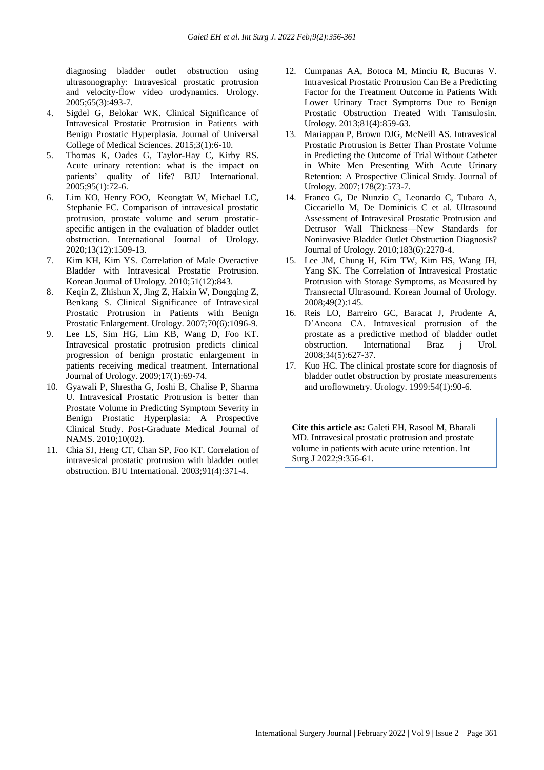diagnosing bladder outlet obstruction using ultrasonography: Intravesical prostatic protrusion and velocity-flow video urodynamics. Urology. 2005;65(3):493-7.

4. Sigdel G, Belokar WK. Clinical Significance of Intravesical Prostatic Protrusion in Patients with Benign Prostatic Hyperplasia. Journal of Universal College of Medical Sciences. 2015;3(1):6-10.
5. Thomas K, Oades G, Taylor-Hay C, Kirby RS. Acute urinary retention: what is the impact on patients' quality of life? BJU International. 2005;95(1):72-6.
6. Lim KO, Henry FOO, Keongtatt W, Michael LC, Stephanie FC. Comparison of intravesical prostatic protrusion, prostate volume and serum prostatic-specific antigen in the evaluation of bladder outlet obstruction. International Journal of Urology. 2020;13(12):1509-13.
7. Kim KH, Kim YS. Correlation of Male Overactive Bladder with Intravesical Prostatic Protrusion. Korean Journal of Urology. 2010;51(12):843.
8. Keqin Z, Zhishun X, Jing Z, Haixin W, Dongqing Z, Benkang S. Clinical Significance of Intravesical Prostatic Protrusion in Patients with Benign Prostatic Enlargement. Urology. 2007;70(6):1096-9.
9. Lee LS, Sim HG, Lim KB, Wang D, Foo KT. Intravesical prostatic protrusion predicts clinical progression of benign prostatic enlargement in patients receiving medical treatment. International Journal of Urology. 2009;17(1):69-74.
10. Gyawali P, Shrestha G, Joshi B, Chalise P, Sharma U. Intravesical Prostatic Protrusion is better than Prostate Volume in Predicting Symptom Severity in Benign Prostatic Hyperplasia: A Prospective Clinical Study. Post-Graduate Medical Journal of NAMS. 2010;10(02).
11. Chia SJ, Heng CT, Chan SP, Foo KT. Correlation of intravesical prostatic protrusion with bladder outlet obstruction. BJU International. 2003;91(4):371-4.
12. Cumpanas AA, Botoca M, Minciu R, Bucuras V. Intravesical Prostatic Protrusion Can Be a Predicting Factor for the Treatment Outcome in Patients With Lower Urinary Tract Symptoms Due to Benign Prostatic Obstruction Treated With Tamsulosin. Urology. 2013;81(4):859-63.
13. Mariappan P, Brown DJG, McNeill AS. Intravesical Prostatic Protrusion is Better Than Prostate Volume in Predicting the Outcome of Trial Without Catheter in White Men Presenting With Acute Urinary Retention: A Prospective Clinical Study. Journal of Urology. 2007;178(2):573-7.
14. Franco G, De Nunzio C, Leonardo C, Tubaro A, Ciccariello M, De Dominicis C et al. Ultrasound Assessment of Intravesical Prostatic Protrusion and Detrusor Wall Thickness—New Standards for Noninvasive Bladder Outlet Obstruction Diagnosis? Journal of Urology. 2010;183(6):2270-4.
15. Lee JM, Chung H, Kim TW, Kim HS, Wang JH, Yang SK. The Correlation of Intravesical Prostatic Protrusion with Storage Symptoms, as Measured by Transrectal Ultrasound. Korean Journal of Urology. 2008;49(2):145.
16. Reis LO, Barreiro GC, Baracat J, Prudente A, D'Ancona CA. Intravesical protrusion of the prostate as a predictive method of bladder outlet obstruction. International Braz j Urol. 2008;34(5):627-37.
17. Kuo HC. The clinical prostate score for diagnosis of bladder outlet obstruction by prostate measurements and uroflowmetry. Urology. 1999:54(1):90-6.

**Cite this article as:** Galeti EH, Rasool M, Bharali MD. Intravesical prostatic protrusion and prostate volume in patients with acute urine retention. Int Surg J 2022;9:356-61.